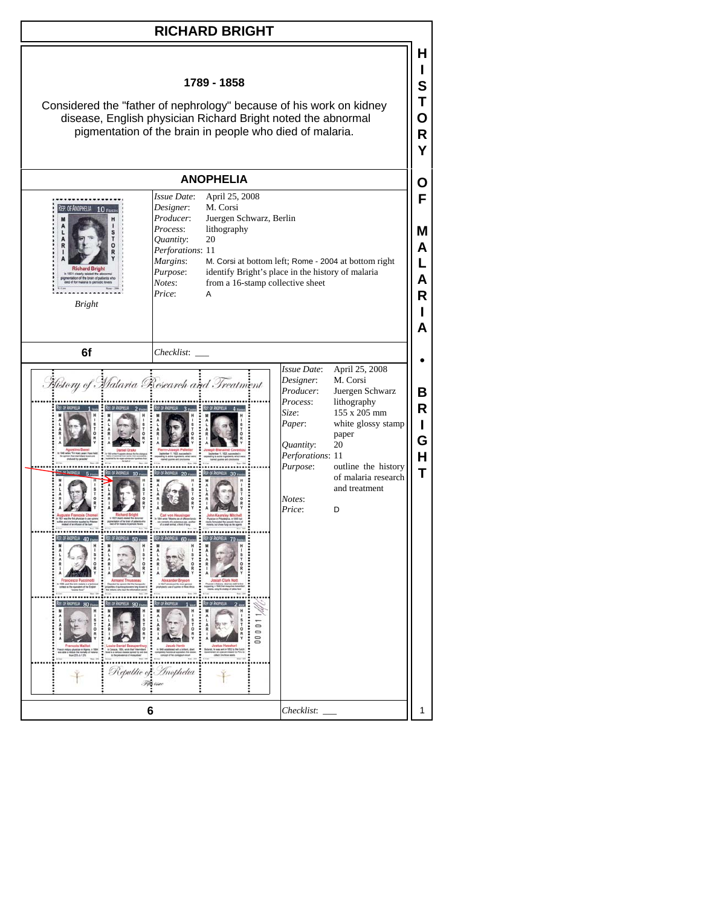# RICHARD BRIGHT

**1789 - 1858**

Considered the "father of nephrology" because of his work on kidney disease, English physician Richard Bright noted the abnormal pigmentation of the brain in people who died of malaria.

## ANOPHELIA

*Bright*

| | |
|---|---|
| *Issue Date*: | April 25, 2008 |
| *Designer*: | M. Corsi |
| *Producer*: | Juergen Schwarz, Berlin |
| *Process*: | lithography |
| *Quantity*: | 20 |
| *Perforations*: | 11 |
| *Margins*: | M. Corsi at bottom left; Rome - 2004 at bottom right |
| *Purpose*: | identify Bright's place in the history of malaria |
| *Notes*: | from a 16-stamp collective sheet |
| *Price*: | A |

**6f** *Checklist*: ___

| | |
|---|---|
| *Issue Date*: | April 25, 2008 |
| *Designer*: | M. Corsi |
| *Producer*: | Juergen Schwarz |
| *Process*: | lithography |
| *Size*: | 155 x 205 mm |
| *Paper*: | white glossy stamp paper |
| *Quantity*: | 20 |
| *Perforations*: | 11 |
| *Purpose*: | outline the history of malaria research and treatment |
| *Notes*: | |
| *Price*: | D |

**6** *Checklist*: ___

HISTORY OF MALARIA • BRIGHT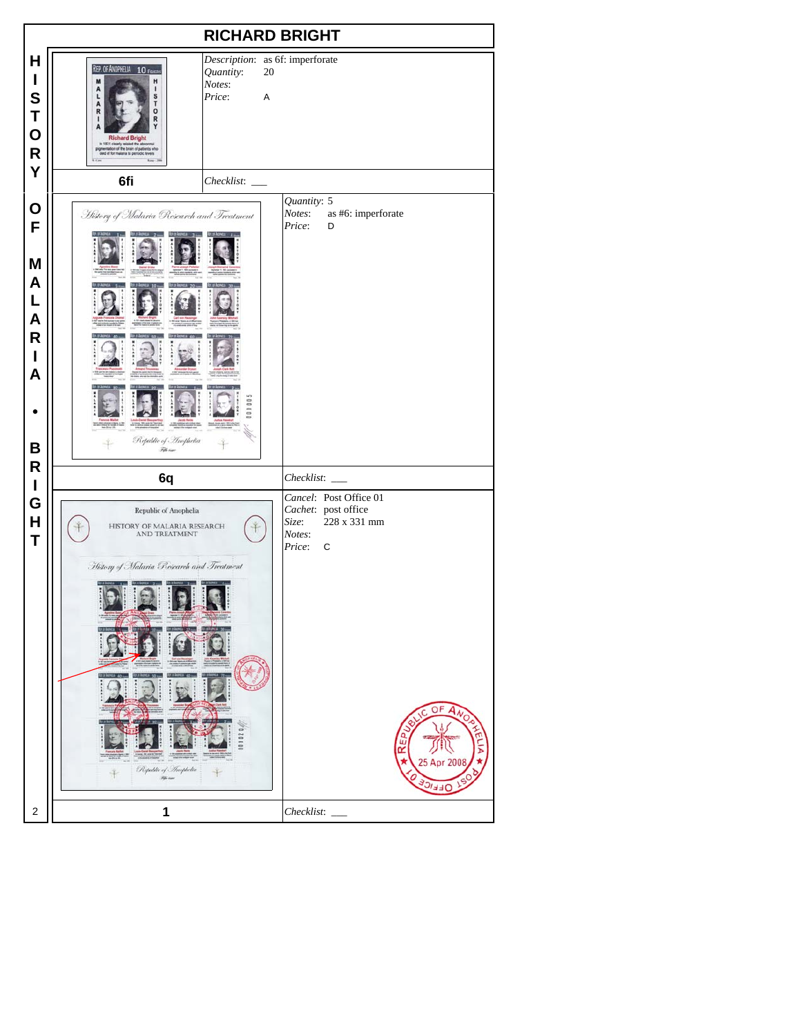# RICHARD BRIGHT

**HISTORY OF MALARIA • BRIGHT**

| | |
|---|---|
| **6fi** | *Description*: as 6f: imperforate<br>*Quantity*: 20<br>*Notes*:<br>*Price*: A<br>*Checklist*: ___ |
| **6q** | *Quantity*: 5<br>*Notes*: as #6: imperforate<br>*Price*: D<br>*Checklist*: ___ |
| **1** | *Cancel*: Post Office 01<br>*Cachet*: post office<br>*Size*: 228 x 331 mm<br>*Notes*:<br>*Price*: C<br>*Checklist*: ___ |

REPUBLIC OF ANOPHELIA
25 Apr 2008
POST OFFICE 01